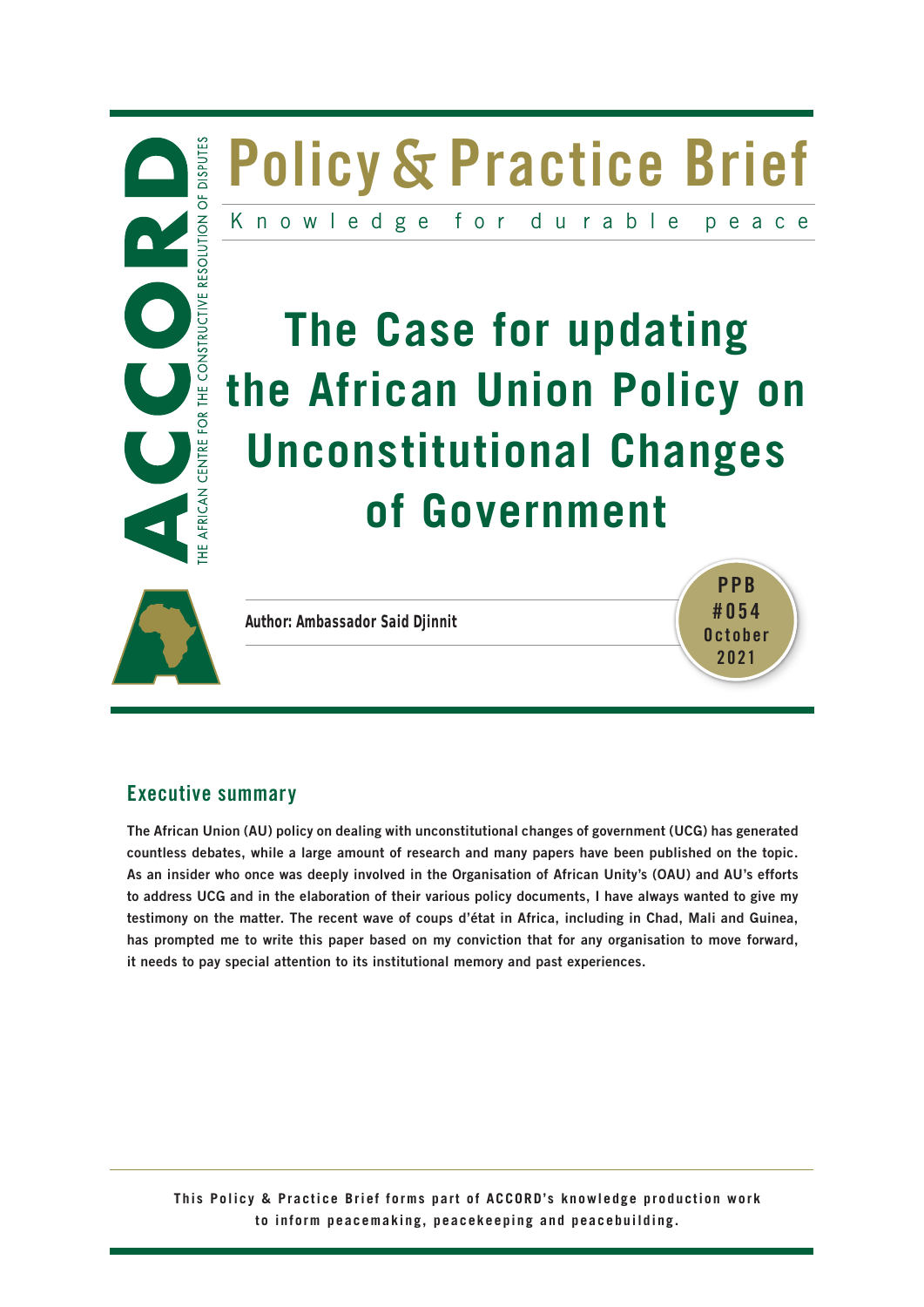# Policy & Practice Brief

Knowledge for durable peace

# The Case for updating the African Union Policy on Unconstitutional Changes of Government

**Author: Ambassador Said Djinnit**

PPB #054 October 2021

## Executive summary

**The African Union (AU) policy on dealing with unconstitutional changes of government (UCG) has generated countless debates, while a large amount of research and many papers have been published on the topic. As an insider who once was deeply involved in the Organisation of African Unity's (OAU) and AU's efforts to address UCG and in the elaboration of their various policy documents, I have always wanted to give my testimony on the matter. The recent wave of coups d'état in Africa, including in Chad, Mali and Guinea, has prompted me to write this paper based on my conviction that for any organisation to move forward, it needs to pay special attention to its institutional memory and past experiences.**

This Policy & Practice Brief forms part of ACCORD's knowledge production work to inform peacemaking, peacekeeping and peacebuilding.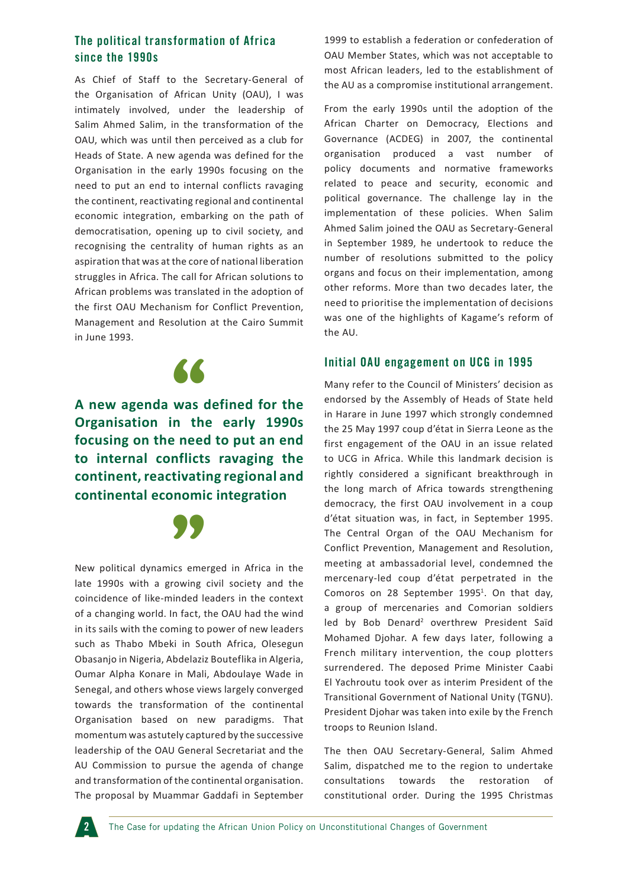## The political transformation of Africa since the 1990s

As Chief of Staff to the Secretary-General of the Organisation of African Unity (OAU), I was intimately involved, under the leadership of Salim Ahmed Salim, in the transformation of the OAU, which was until then perceived as a club for Heads of State. A new agenda was defined for the Organisation in the early 1990s focusing on the need to put an end to internal conflicts ravaging the continent, reactivating regional and continental economic integration, embarking on the path of democratisation, opening up to civil society, and recognising the centrality of human rights as an aspiration that was at the core of national liberation struggles in Africa. The call for African solutions to African problems was translated in the adoption of the first OAU Mechanism for Conflict Prevention, Management and Resolution at the Cairo Summit in June 1993.

> **A new agenda was defined for the Organisation in the early 1990s focusing on the need to put an end to internal conflicts ravaging the continent, reactivating regional and continental economic integration**

New political dynamics emerged in Africa in the late 1990s with a growing civil society and the coincidence of like-minded leaders in the context of a changing world. In fact, the OAU had the wind in its sails with the coming to power of new leaders such as Thabo Mbeki in South Africa, Olesegun Obasanjo in Nigeria, Abdelaziz Bouteflika in Algeria, Oumar Alpha Konare in Mali, Abdoulaye Wade in Senegal, and others whose views largely converged towards the transformation of the continental Organisation based on new paradigms. That momentum was astutely captured by the successive leadership of the OAU General Secretariat and the AU Commission to pursue the agenda of change and transformation of the continental organisation. The proposal by Muammar Gaddafi in September 1999 to establish a federation or confederation of OAU Member States, which was not acceptable to most African leaders, led to the establishment of the AU as a compromise institutional arrangement.

From the early 1990s until the adoption of the African Charter on Democracy, Elections and Governance (ACDEG) in 2007, the continental organisation produced a vast number of policy documents and normative frameworks related to peace and security, economic and political governance. The challenge lay in the implementation of these policies. When Salim Ahmed Salim joined the OAU as Secretary-General in September 1989, he undertook to reduce the number of resolutions submitted to the policy organs and focus on their implementation, among other reforms. More than two decades later, the need to prioritise the implementation of decisions was one of the highlights of Kagame's reform of the AU.

## Initial OAU engagement on UCG in 1995

Many refer to the Council of Ministers' decision as endorsed by the Assembly of Heads of State held in Harare in June 1997 which strongly condemned the 25 May 1997 coup d'état in Sierra Leone as the first engagement of the OAU in an issue related to UCG in Africa. While this landmark decision is rightly considered a significant breakthrough in the long march of Africa towards strengthening democracy, the first OAU involvement in a coup d'état situation was, in fact, in September 1995. The Central Organ of the OAU Mechanism for Conflict Prevention, Management and Resolution, meeting at ambassadorial level, condemned the mercenary-led coup d'état perpetrated in the Comoros on 28 September 1995[1]. On that day, a group of mercenaries and Comorian soldiers led by Bob Denard[2] overthrew President Saïd Mohamed Djohar. A few days later, following a French military intervention, the coup plotters surrendered. The deposed Prime Minister Caabi El Yachroutu took over as interim President of the Transitional Government of National Unity (TGNU). President Djohar was taken into exile by the French troops to Reunion Island.

The then OAU Secretary-General, Salim Ahmed Salim, dispatched me to the region to undertake consultations towards the restoration of constitutional order. During the 1995 Christmas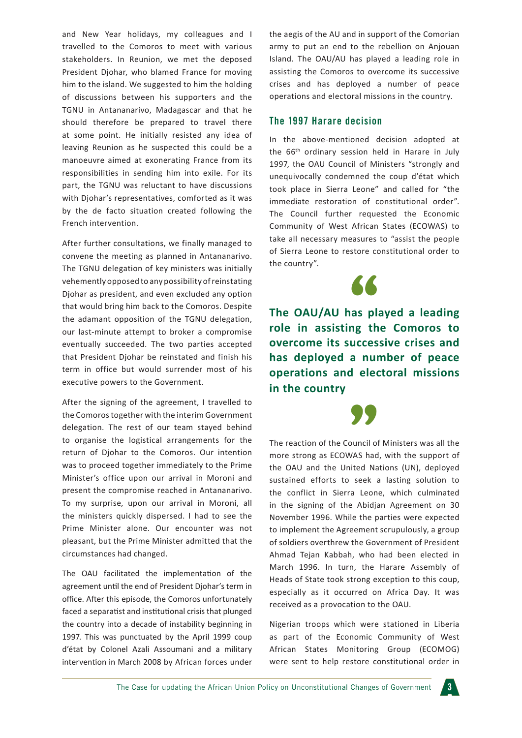and New Year holidays, my colleagues and I travelled to the Comoros to meet with various stakeholders. In Reunion, we met the deposed President Djohar, who blamed France for moving him to the island. We suggested to him the holding of discussions between his supporters and the TGNU in Antananarivo, Madagascar and that he should therefore be prepared to travel there at some point. He initially resisted any idea of leaving Reunion as he suspected this could be a manoeuvre aimed at exonerating France from its responsibilities in sending him into exile. For its part, the TGNU was reluctant to have discussions with Djohar's representatives, comforted as it was by the de facto situation created following the French intervention.

After further consultations, we finally managed to convene the meeting as planned in Antananarivo. The TGNU delegation of key ministers was initially vehemently opposed to any possibility of reinstating Djohar as president, and even excluded any option that would bring him back to the Comoros. Despite the adamant opposition of the TGNU delegation, our last-minute attempt to broker a compromise eventually succeeded. The two parties accepted that President Djohar be reinstated and finish his term in office but would surrender most of his executive powers to the Government.

After the signing of the agreement, I travelled to the Comoros together with the interim Government delegation. The rest of our team stayed behind to organise the logistical arrangements for the return of Djohar to the Comoros. Our intention was to proceed together immediately to the Prime Minister's office upon our arrival in Moroni and present the compromise reached in Antananarivo. To my surprise, upon our arrival in Moroni, all the ministers quickly dispersed. I had to see the Prime Minister alone. Our encounter was not pleasant, but the Prime Minister admitted that the circumstances had changed.

The OAU facilitated the implementation of the agreement until the end of President Djohar's term in office. After this episode, the Comoros unfortunately faced a separatist and institutional crisis that plunged the country into a decade of instability beginning in 1997. This was punctuated by the April 1999 coup d'état by Colonel Azali Assoumani and a military intervention in March 2008 by African forces under the aegis of the AU and in support of the Comorian army to put an end to the rebellion on Anjouan Island. The OAU/AU has played a leading role in assisting the Comoros to overcome its successive crises and has deployed a number of peace operations and electoral missions in the country.

## The 1997 Harare decision

In the above-mentioned decision adopted at the 66th ordinary session held in Harare in July 1997, the OAU Council of Ministers "strongly and unequivocally condemned the coup d'état which took place in Sierra Leone" and called for "the immediate restoration of constitutional order". The Council further requested the Economic Community of West African States (ECOWAS) to take all necessary measures to "assist the people of Sierra Leone to restore constitutional order to the country".

> **The OAU/AU has played a leading role in assisting the Comoros to overcome its successive crises and has deployed a number of peace operations and electoral missions in the country**

The reaction of the Council of Ministers was all the more strong as ECOWAS had, with the support of the OAU and the United Nations (UN), deployed sustained efforts to seek a lasting solution to the conflict in Sierra Leone, which culminated in the signing of the Abidjan Agreement on 30 November 1996. While the parties were expected to implement the Agreement scrupulously, a group of soldiers overthrew the Government of President Ahmad Tejan Kabbah, who had been elected in March 1996. In turn, the Harare Assembly of Heads of State took strong exception to this coup, especially as it occurred on Africa Day. It was received as a provocation to the OAU.

Nigerian troops which were stationed in Liberia as part of the Economic Community of West African States Monitoring Group (ECOMOG) were sent to help restore constitutional order in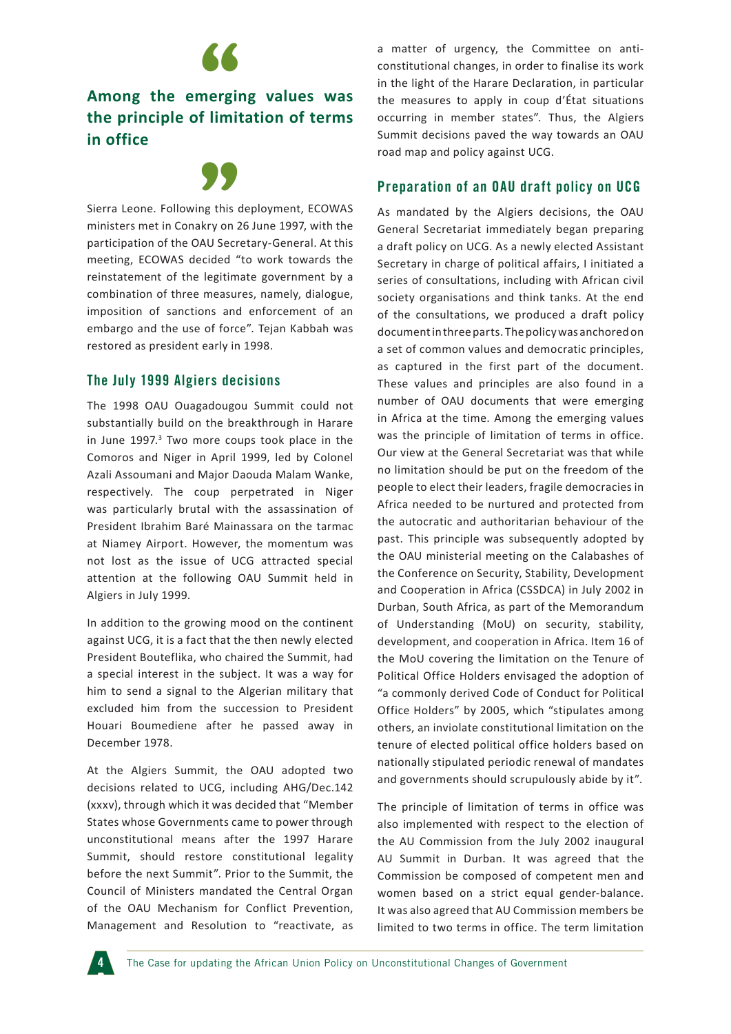> **Among the emerging values was the principle of limitation of terms in office**

Sierra Leone. Following this deployment, ECOWAS ministers met in Conakry on 26 June 1997, with the participation of the OAU Secretary-General. At this meeting, ECOWAS decided "to work towards the reinstatement of the legitimate government by a combination of three measures, namely, dialogue, imposition of sanctions and enforcement of an embargo and the use of force". Tejan Kabbah was restored as president early in 1998.

### The July 1999 Algiers decisions

The 1998 OAU Ouagadougou Summit could not substantially build on the breakthrough in Harare in June 1997.[3] Two more coups took place in the Comoros and Niger in April 1999, led by Colonel Azali Assoumani and Major Daouda Malam Wanke, respectively. The coup perpetrated in Niger was particularly brutal with the assassination of President Ibrahim Baré Mainassara on the tarmac at Niamey Airport. However, the momentum was not lost as the issue of UCG attracted special attention at the following OAU Summit held in Algiers in July 1999.

In addition to the growing mood on the continent against UCG, it is a fact that the then newly elected President Bouteflika, who chaired the Summit, had a special interest in the subject. It was a way for him to send a signal to the Algerian military that excluded him from the succession to President Houari Boumediene after he passed away in December 1978.

At the Algiers Summit, the OAU adopted two decisions related to UCG, including AHG/Dec.142 (xxxv), through which it was decided that "Member States whose Governments came to power through unconstitutional means after the 1997 Harare Summit, should restore constitutional legality before the next Summit". Prior to the Summit, the Council of Ministers mandated the Central Organ of the OAU Mechanism for Conflict Prevention, Management and Resolution to "reactivate, as a matter of urgency, the Committee on anti-constitutional changes, in order to finalise its work in the light of the Harare Declaration, in particular the measures to apply in coup d'État situations occurring in member states". Thus, the Algiers Summit decisions paved the way towards an OAU road map and policy against UCG.

### Preparation of an OAU draft policy on UCG

As mandated by the Algiers decisions, the OAU General Secretariat immediately began preparing a draft policy on UCG. As a newly elected Assistant Secretary in charge of political affairs, I initiated a series of consultations, including with African civil society organisations and think tanks. At the end of the consultations, we produced a draft policy document in three parts. The policy was anchored on a set of common values and democratic principles, as captured in the first part of the document. These values and principles are also found in a number of OAU documents that were emerging in Africa at the time. Among the emerging values was the principle of limitation of terms in office. Our view at the General Secretariat was that while no limitation should be put on the freedom of the people to elect their leaders, fragile democracies in Africa needed to be nurtured and protected from the autocratic and authoritarian behaviour of the past. This principle was subsequently adopted by the OAU ministerial meeting on the Calabashes of the Conference on Security, Stability, Development and Cooperation in Africa (CSSDCA) in July 2002 in Durban, South Africa, as part of the Memorandum of Understanding (MoU) on security, stability, development, and cooperation in Africa. Item 16 of the MoU covering the limitation on the Tenure of Political Office Holders envisaged the adoption of "a commonly derived Code of Conduct for Political Office Holders" by 2005, which "stipulates among others, an inviolate constitutional limitation on the tenure of elected political office holders based on nationally stipulated periodic renewal of mandates and governments should scrupulously abide by it".

The principle of limitation of terms in office was also implemented with respect to the election of the AU Commission from the July 2002 inaugural AU Summit in Durban. It was agreed that the Commission be composed of competent men and women based on a strict equal gender-balance. It was also agreed that AU Commission members be limited to two terms in office. The term limitation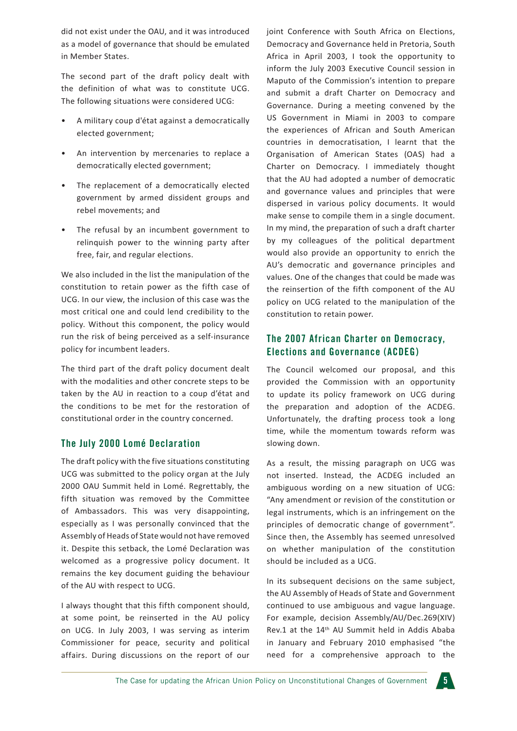did not exist under the OAU, and it was introduced as a model of governance that should be emulated in Member States.

The second part of the draft policy dealt with the definition of what was to constitute UCG. The following situations were considered UCG:

- A military coup d'état against a democratically elected government;
- An intervention by mercenaries to replace a democratically elected government;
- The replacement of a democratically elected government by armed dissident groups and rebel movements; and
- The refusal by an incumbent government to relinquish power to the winning party after free, fair, and regular elections.

We also included in the list the manipulation of the constitution to retain power as the fifth case of UCG. In our view, the inclusion of this case was the most critical one and could lend credibility to the policy. Without this component, the policy would run the risk of being perceived as a self-insurance policy for incumbent leaders.

The third part of the draft policy document dealt with the modalities and other concrete steps to be taken by the AU in reaction to a coup d'état and the conditions to be met for the restoration of constitutional order in the country concerned.

## The July 2000 Lomé Declaration

The draft policy with the five situations constituting UCG was submitted to the policy organ at the July 2000 OAU Summit held in Lomé. Regrettably, the fifth situation was removed by the Committee of Ambassadors. This was very disappointing, especially as I was personally convinced that the Assembly of Heads of State would not have removed it. Despite this setback, the Lomé Declaration was welcomed as a progressive policy document. It remains the key document guiding the behaviour of the AU with respect to UCG.

I always thought that this fifth component should, at some point, be reinserted in the AU policy on UCG. In July 2003, I was serving as interim Commissioner for peace, security and political affairs. During discussions on the report of our joint Conference with South Africa on Elections, Democracy and Governance held in Pretoria, South Africa in April 2003, I took the opportunity to inform the July 2003 Executive Council session in Maputo of the Commission's intention to prepare and submit a draft Charter on Democracy and Governance. During a meeting convened by the US Government in Miami in 2003 to compare the experiences of African and South American countries in democratisation, I learnt that the Organisation of American States (OAS) had a Charter on Democracy. I immediately thought that the AU had adopted a number of democratic and governance values and principles that were dispersed in various policy documents. It would make sense to compile them in a single document. In my mind, the preparation of such a draft charter by my colleagues of the political department would also provide an opportunity to enrich the AU's democratic and governance principles and values. One of the changes that could be made was the reinsertion of the fifth component of the AU policy on UCG related to the manipulation of the constitution to retain power.

## The 2007 African Charter on Democracy, Elections and Governance (ACDEG)

The Council welcomed our proposal, and this provided the Commission with an opportunity to update its policy framework on UCG during the preparation and adoption of the ACDEG. Unfortunately, the drafting process took a long time, while the momentum towards reform was slowing down.

As a result, the missing paragraph on UCG was not inserted. Instead, the ACDEG included an ambiguous wording on a new situation of UCG: "Any amendment or revision of the constitution or legal instruments, which is an infringement on the principles of democratic change of government". Since then, the Assembly has seemed unresolved on whether manipulation of the constitution should be included as a UCG.

In its subsequent decisions on the same subject, the AU Assembly of Heads of State and Government continued to use ambiguous and vague language. For example, decision Assembly/AU/Dec.269(XIV) Rev.1 at the 14th AU Summit held in Addis Ababa in January and February 2010 emphasised "the need for a comprehensive approach to the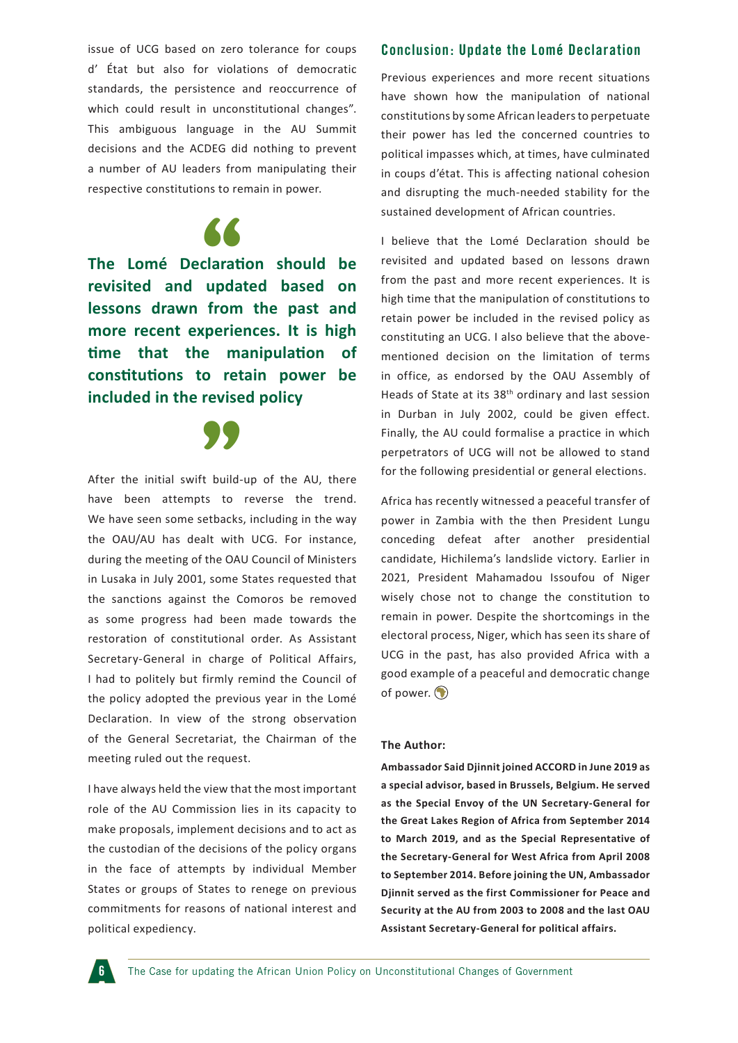issue of UCG based on zero tolerance for coups d' État but also for violations of democratic standards, the persistence and reoccurrence of which could result in unconstitutional changes". This ambiguous language in the AU Summit decisions and the ACDEG did nothing to prevent a number of AU leaders from manipulating their respective constitutions to remain in power.

> **The Lomé Declaration should be revisited and updated based on lessons drawn from the past and more recent experiences. It is high time that the manipulation of constitutions to retain power be included in the revised policy**

After the initial swift build-up of the AU, there have been attempts to reverse the trend. We have seen some setbacks, including in the way the OAU/AU has dealt with UCG. For instance, during the meeting of the OAU Council of Ministers in Lusaka in July 2001, some States requested that the sanctions against the Comoros be removed as some progress had been made towards the restoration of constitutional order. As Assistant Secretary-General in charge of Political Affairs, I had to politely but firmly remind the Council of the policy adopted the previous year in the Lomé Declaration. In view of the strong observation of the General Secretariat, the Chairman of the meeting ruled out the request.

I have always held the view that the most important role of the AU Commission lies in its capacity to make proposals, implement decisions and to act as the custodian of the decisions of the policy organs in the face of attempts by individual Member States or groups of States to renege on previous commitments for reasons of national interest and political expediency.

## Conclusion: Update the Lomé Declaration

Previous experiences and more recent situations have shown how the manipulation of national constitutions by some African leaders to perpetuate their power has led the concerned countries to political impasses which, at times, have culminated in coups d'état. This is affecting national cohesion and disrupting the much-needed stability for the sustained development of African countries.

I believe that the Lomé Declaration should be revisited and updated based on lessons drawn from the past and more recent experiences. It is high time that the manipulation of constitutions to retain power be included in the revised policy as constituting an UCG. I also believe that the above-mentioned decision on the limitation of terms in office, as endorsed by the OAU Assembly of Heads of State at its 38th ordinary and last session in Durban in July 2002, could be given effect. Finally, the AU could formalise a practice in which perpetrators of UCG will not be allowed to stand for the following presidential or general elections.

Africa has recently witnessed a peaceful transfer of power in Zambia with the then President Lungu conceding defeat after another presidential candidate, Hichilema's landslide victory. Earlier in 2021, President Mahamadou Issoufou of Niger wisely chose not to change the constitution to remain in power. Despite the shortcomings in the electoral process, Niger, which has seen its share of UCG in the past, has also provided Africa with a good example of a peaceful and democratic change of power.

**The Author:**

**Ambassador Said Djinnit joined ACCORD in June 2019 as a special advisor, based in Brussels, Belgium. He served as the Special Envoy of the UN Secretary-General for the Great Lakes Region of Africa from September 2014 to March 2019, and as the Special Representative of the Secretary-General for West Africa from April 2008 to September 2014. Before joining the UN, Ambassador Djinnit served as the first Commissioner for Peace and Security at the AU from 2003 to 2008 and the last OAU Assistant Secretary-General for political affairs.**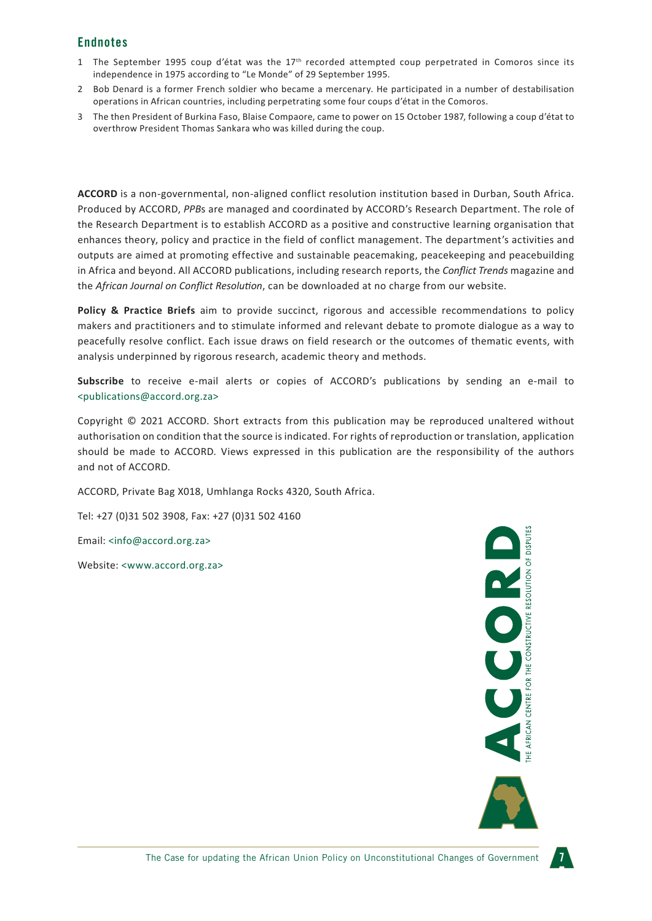## Endnotes

1. The September 1995 coup d'état was the 17th recorded attempted coup perpetrated in Comoros since its independence in 1975 according to "Le Monde" of 29 September 1995.
2. Bob Denard is a former French soldier who became a mercenary. He participated in a number of destabilisation operations in African countries, including perpetrating some four coups d'état in the Comoros.
3. The then President of Burkina Faso, Blaise Compaore, came to power on 15 October 1987, following a coup d'état to overthrow President Thomas Sankara who was killed during the coup.

**ACCORD** is a non-governmental, non-aligned conflict resolution institution based in Durban, South Africa. Produced by ACCORD, *PPB*s are managed and coordinated by ACCORD's Research Department. The role of the Research Department is to establish ACCORD as a positive and constructive learning organisation that enhances theory, policy and practice in the field of conflict management. The department's activities and outputs are aimed at promoting effective and sustainable peacemaking, peacekeeping and peacebuilding in Africa and beyond. All ACCORD publications, including research reports, the *Conflict Trends* magazine and the *African Journal on Conflict Resolution*, can be downloaded at no charge from our website.

**Policy & Practice Briefs** aim to provide succinct, rigorous and accessible recommendations to policy makers and practitioners and to stimulate informed and relevant debate to promote dialogue as a way to peacefully resolve conflict. Each issue draws on field research or the outcomes of thematic events, with analysis underpinned by rigorous research, academic theory and methods.

**Subscribe** to receive e-mail alerts or copies of ACCORD's publications by sending an e-mail to <publications@accord.org.za>

Copyright © 2021 ACCORD. Short extracts from this publication may be reproduced unaltered without authorisation on condition that the source is indicated. For rights of reproduction or translation, application should be made to ACCORD. Views expressed in this publication are the responsibility of the authors and not of ACCORD.

ACCORD, Private Bag X018, Umhlanga Rocks 4320, South Africa.

Tel: +27 (0)31 502 3908, Fax: +27 (0)31 502 4160

Email: <info@accord.org.za>

Website: <www.accord.org.za>

ACCORD
THE AFRICAN CENTRE FOR THE CONSTRUCTIVE RESOLUTION OF DISPUTES